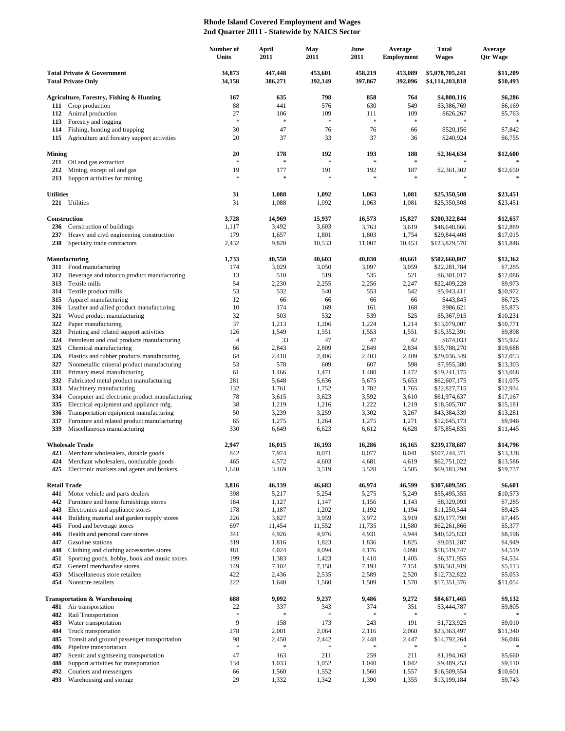# Rhode Island Covered Employment and Wages
## 2nd Quarter 2011 - Statewide by NAICS Sector

| | Number of Units | April 2011 | May 2011 | June 2011 | Average Employment | Total Wages | Average Qtr Wage |
|---|---|---|---|---|---|---|---|
| **Total Private & Government** | **34,873** | **447,448** | **453,601** | **458,219** | **453,089** | **$5,078,705,241** | **$11,209** |
| **Total Private Only** | **34,158** | **386,271** | **392,149** | **397,867** | **392,096** | **$4,114,203,818** | **$10,493** |
| **Agriculture, Forestry, Fishing & Hunting** | **167** | **635** | **798** | **858** | **764** | **$4,800,116** | **$6,286** |
| **111** Crop production | 88 | 441 | 576 | 630 | 549 | $3,386,769 | $6,169 |
| **112** Animal production | 27 | 106 | 109 | 111 | 109 | $626,267 | $5,763 |
| **113** Forestry and logging | * | * | * | * | * | * | * |
| **114** Fishing, hunting and trapping | 30 | 47 | 76 | 76 | 66 | $520,156 | $7,842 |
| **115** Agriculture and forestry support activities | 20 | 37 | 33 | 37 | 36 | $240,924 | $6,755 |
| **Mining** | **20** | **178** | **192** | **193** | **188** | **$2,364,634** | **$12,600** |
| **211** Oil and gas extraction | * | * | * | * | * | * | * |
| **212** Mining, except oil and gas | 19 | 177 | 191 | 192 | 187 | $2,361,302 | $12,650 |
| **213** Support activities for mining | * | * | * | * | * | * | * |
| **Utilities** | **31** | **1,088** | **1,092** | **1,063** | **1,081** | **$25,350,508** | **$23,451** |
| **221** Utilities | 31 | 1,088 | 1,092 | 1,063 | 1,081 | $25,350,508 | $23,451 |
| **Construction** | **3,728** | **14,969** | **15,937** | **16,573** | **15,827** | **$200,322,844** | **$12,657** |
| **236** Construction of buildings | 1,117 | 3,492 | 3,603 | 3,763 | 3,619 | $46,648,866 | $12,889 |
| **237** Heavy and civil engineering construction | 179 | 1,657 | 1,801 | 1,803 | 1,754 | $29,844,408 | $17,015 |
| **238** Specialty trade contractors | 2,432 | 9,820 | 10,533 | 11,007 | 10,453 | $123,829,570 | $11,846 |
| **Manufacturing** | **1,733** | **40,550** | **40,603** | **40,830** | **40,661** | **$502,660,007** | **$12,362** |
| **311** Food manufacturing | 174 | 3,029 | 3,050 | 3,097 | 3,059 | $22,281,784 | $7,285 |
| **312** Beverage and tobacco product manufacturing | 13 | 510 | 519 | 535 | 521 | $6,301,017 | $12,086 |
| **313** Textile mills | 54 | 2,230 | 2,255 | 2,256 | 2,247 | $22,409,228 | $9,973 |
| **314** Textile product mills | 53 | 532 | 540 | 553 | 542 | $5,943,411 | $10,972 |
| **315** Apparel manufacturing | 12 | 66 | 66 | 66 | 66 | $443,845 | $6,725 |
| **316** Leather and allied product manufacturing | 10 | 174 | 169 | 161 | 168 | $986,621 | $5,873 |
| **321** Wood product manufacturing | 32 | 503 | 532 | 539 | 525 | $5,367,915 | $10,231 |
| **322** Paper manufacturing | 37 | 1,213 | 1,206 | 1,224 | 1,214 | $13,079,007 | $10,771 |
| **323** Printing and related support activities | 126 | 1,549 | 1,551 | 1,553 | 1,551 | $15,352,391 | $9,898 |
| **324** Petroleum and coal products manufacturing | 4 | 33 | 47 | 47 | 42 | $674,033 | $15,922 |
| **325** Chemical manufacturing | 66 | 2,843 | 2,809 | 2,849 | 2,834 | $55,788,270 | $19,688 |
| **326** Plastics and rubber products manufacturing | 64 | 2,418 | 2,406 | 2,403 | 2,409 | $29,036,349 | $12,053 |
| **327** Nonmetallic mineral product manufacturing | 53 | 578 | 609 | 607 | 598 | $7,955,380 | $13,303 |
| **331** Primary metal manufacturing | 61 | 1,466 | 1,471 | 1,480 | 1,472 | $19,241,175 | $13,068 |
| **332** Fabricated metal product manufacturing | 281 | 5,648 | 5,636 | 5,675 | 5,653 | $62,607,175 | $11,075 |
| **333** Machinery manufacturing | 132 | 1,761 | 1,752 | 1,782 | 1,765 | $22,827,715 | $12,934 |
| **334** Computer and electronic product manufacturing | 78 | 3,615 | 3,623 | 3,592 | 3,610 | $61,974,637 | $17,167 |
| **335** Electrical equipment and appliance mfg. | 38 | 1,219 | 1,216 | 1,222 | 1,219 | $18,505,707 | $15,181 |
| **336** Transportation equipment manufacturing | 50 | 3,239 | 3,259 | 3,302 | 3,267 | $43,384,339 | $13,281 |
| **337** Furniture and related product manufacturing | 65 | 1,275 | 1,264 | 1,275 | 1,271 | $12,645,173 | $9,946 |
| **339** Miscellaneous manufacturing | 330 | 6,649 | 6,623 | 6,612 | 6,628 | $75,854,835 | $11,445 |
| **Wholesale Trade** | **2,947** | **16,015** | **16,193** | **16,286** | **16,165** | **$239,178,687** | **$14,796** |
| **423** Merchant wholesalers, durable goods | 842 | 7,974 | 8,071 | 8,077 | 8,041 | $107,244,371 | $13,338 |
| **424** Merchant wholesalers, nondurable goods | 465 | 4,572 | 4,603 | 4,681 | 4,619 | $62,751,022 | $13,586 |
| **425** Electronic markets and agents and brokers | 1,640 | 3,469 | 3,519 | 3,528 | 3,505 | $69,183,294 | $19,737 |
| **Retail Trade** | **3,816** | **46,139** | **46,683** | **46,974** | **46,599** | **$307,609,595** | **$6,601** |
| **441** Motor vehicle and parts dealers | 398 | 5,217 | 5,254 | 5,275 | 5,249 | $55,495,355 | $10,573 |
| **442** Furniture and home furnishings stores | 184 | 1,127 | 1,147 | 1,156 | 1,143 | $8,329,093 | $7,285 |
| **443** Electronics and appliance stores | 178 | 1,187 | 1,202 | 1,192 | 1,194 | $11,250,544 | $9,425 |
| **444** Building material and garden supply stores | 226 | 3,827 | 3,959 | 3,972 | 3,919 | $29,177,798 | $7,445 |
| **445** Food and beverage stores | 697 | 11,454 | 11,552 | 11,735 | 11,580 | $62,261,866 | $5,377 |
| **446** Health and personal care stores | 341 | 4,926 | 4,976 | 4,931 | 4,944 | $40,525,833 | $8,196 |
| **447** Gasoline stations | 319 | 1,816 | 1,823 | 1,836 | 1,825 | $9,031,287 | $4,949 |
| **448** Clothing and clothing accessories stores | 481 | 4,024 | 4,094 | 4,176 | 4,098 | $18,519,747 | $4,519 |
| **451** Sporting goods, hobby, book and music stores | 199 | 1,383 | 1,423 | 1,410 | 1,405 | $6,371,955 | $4,534 |
| **452** General merchandise stores | 149 | 7,102 | 7,158 | 7,193 | 7,151 | $36,561,919 | $5,113 |
| **453** Miscellaneous store retailers | 422 | 2,436 | 2,535 | 2,589 | 2,520 | $12,732,822 | $5,053 |
| **454** Nonstore retailers | 222 | 1,640 | 1,560 | 1,509 | 1,570 | $17,351,376 | $11,054 |
| **Transportation & Warehousing** | **688** | **9,092** | **9,237** | **9,486** | **9,272** | **$84,671,465** | **$9,132** |
| **481** Air transportation | 22 | 337 | 343 | 374 | 351 | $3,444,787 | $9,805 |
| **482** Rail Transportation | * | * | * | * | * | * | * |
| **483** Water transportation | 9 | 158 | 173 | 243 | 191 | $1,723,925 | $9,010 |
| **484** Truck transportation | 278 | 2,001 | 2,064 | 2,116 | 2,060 | $23,363,497 | $11,340 |
| **485** Transit and ground passenger transportation | 98 | 2,450 | 2,442 | 2,448 | 2,447 | $14,792,264 | $6,046 |
| **486** Pipeline transportation | * | * | * | * | * | * | * |
| **487** Scenic and sightseeing transportation | 47 | 163 | 211 | 259 | 211 | $1,194,163 | $5,660 |
| **488** Support activities for transportation | 134 | 1,033 | 1,052 | 1,040 | 1,042 | $9,489,253 | $9,110 |
| **492** Couriers and messengers | 66 | 1,560 | 1,552 | 1,560 | 1,557 | $16,509,554 | $10,601 |
| **493** Warehousing and storage | 29 | 1,332 | 1,342 | 1,390 | 1,355 | $13,199,184 | $9,743 |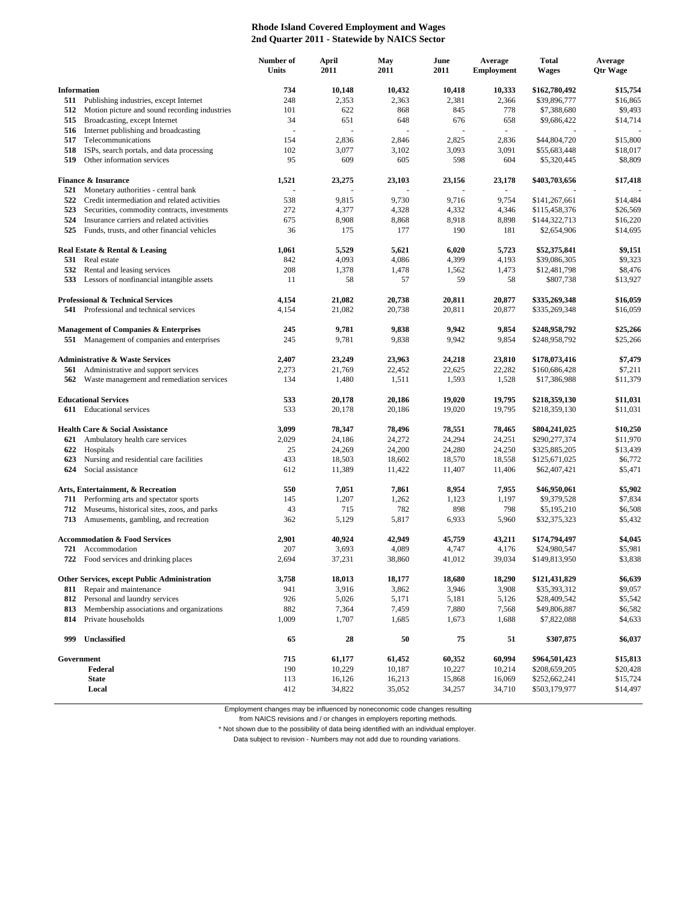**Rhode Island Covered Employment and Wages**
**2nd Quarter 2011 - Statewide by NAICS Sector**

| | Number of Units | April 2011 | May 2011 | June 2011 | Average Employment | Total Wages | Average Qtr Wage |
|---|---|---|---|---|---|---|---|
| **Information** | **734** | **10,148** | **10,432** | **10,418** | **10,333** | **$162,780,492** | **$15,754** |
| **511** Publishing industries, except Internet | 248 | 2,353 | 2,363 | 2,381 | 2,366 | $39,896,777 | $16,865 |
| **512** Motion picture and sound recording industries | 101 | 622 | 868 | 845 | 778 | $7,388,680 | $9,493 |
| **515** Broadcasting, except Internet | 34 | 651 | 648 | 676 | 658 | $9,686,422 | $14,714 |
| **516** Internet publishing and broadcasting | - | - | - | - | - | - | - |
| **517** Telecommunications | 154 | 2,836 | 2,846 | 2,825 | 2,836 | $44,804,720 | $15,800 |
| **518** ISPs, search portals, and data processing | 102 | 3,077 | 3,102 | 3,093 | 3,091 | $55,683,448 | $18,017 |
| **519** Other information services | 95 | 609 | 605 | 598 | 604 | $5,320,445 | $8,809 |
| **Finance & Insurance** | **1,521** | **23,275** | **23,103** | **23,156** | **23,178** | **$403,703,656** | **$17,418** |
| **521** Monetary authorities - central bank | - | - | - | - | - | - | - |
| **522** Credit intermediation and related activities | 538 | 9,815 | 9,730 | 9,716 | 9,754 | $141,267,661 | $14,484 |
| **523** Securities, commodity contracts, investments | 272 | 4,377 | 4,328 | 4,332 | 4,346 | $115,458,376 | $26,569 |
| **524** Insurance carriers and related activities | 675 | 8,908 | 8,868 | 8,918 | 8,898 | $144,322,713 | $16,220 |
| **525** Funds, trusts, and other financial vehicles | 36 | 175 | 177 | 190 | 181 | $2,654,906 | $14,695 |
| **Real Estate & Rental & Leasing** | **1,061** | **5,529** | **5,621** | **6,020** | **5,723** | **$52,375,841** | **$9,151** |
| **531** Real estate | 842 | 4,093 | 4,086 | 4,399 | 4,193 | $39,086,305 | $9,323 |
| **532** Rental and leasing services | 208 | 1,378 | 1,478 | 1,562 | 1,473 | $12,481,798 | $8,476 |
| **533** Lessors of nonfinancial intangible assets | 11 | 58 | 57 | 59 | 58 | $807,738 | $13,927 |
| **Professional & Technical Services** | **4,154** | **21,082** | **20,738** | **20,811** | **20,877** | **$335,269,348** | **$16,059** |
| **541** Professional and technical services | 4,154 | 21,082 | 20,738 | 20,811 | 20,877 | $335,269,348 | $16,059 |
| **Management of Companies & Enterprises** | **245** | **9,781** | **9,838** | **9,942** | **9,854** | **$248,958,792** | **$25,266** |
| **551** Management of companies and enterprises | 245 | 9,781 | 9,838 | 9,942 | 9,854 | $248,958,792 | $25,266 |
| **Administrative & Waste Services** | **2,407** | **23,249** | **23,963** | **24,218** | **23,810** | **$178,073,416** | **$7,479** |
| **561** Administrative and support services | 2,273 | 21,769 | 22,452 | 22,625 | 22,282 | $160,686,428 | $7,211 |
| **562** Waste management and remediation services | 134 | 1,480 | 1,511 | 1,593 | 1,528 | $17,386,988 | $11,379 |
| **Educational Services** | **533** | **20,178** | **20,186** | **19,020** | **19,795** | **$218,359,130** | **$11,031** |
| **611** Educational services | 533 | 20,178 | 20,186 | 19,020 | 19,795 | $218,359,130 | $11,031 |
| **Health Care & Social Assistance** | **3,099** | **78,347** | **78,496** | **78,551** | **78,465** | **$804,241,025** | **$10,250** |
| **621** Ambulatory health care services | 2,029 | 24,186 | 24,272 | 24,294 | 24,251 | $290,277,374 | $11,970 |
| **622** Hospitals | 25 | 24,269 | 24,200 | 24,280 | 24,250 | $325,885,205 | $13,439 |
| **623** Nursing and residential care facilities | 433 | 18,503 | 18,602 | 18,570 | 18,558 | $125,671,025 | $6,772 |
| **624** Social assistance | 612 | 11,389 | 11,422 | 11,407 | 11,406 | $62,407,421 | $5,471 |
| **Arts, Entertainment, & Recreation** | **550** | **7,051** | **7,861** | **8,954** | **7,955** | **$46,950,061** | **$5,902** |
| **711** Performing arts and spectator sports | 145 | 1,207 | 1,262 | 1,123 | 1,197 | $9,379,528 | $7,834 |
| **712** Museums, historical sites, zoos, and parks | 43 | 715 | 782 | 898 | 798 | $5,195,210 | $6,508 |
| **713** Amusements, gambling, and recreation | 362 | 5,129 | 5,817 | 6,933 | 5,960 | $32,375,323 | $5,432 |
| **Accommodation & Food Services** | **2,901** | **40,924** | **42,949** | **45,759** | **43,211** | **$174,794,497** | **$4,045** |
| **721** Accommodation | 207 | 3,693 | 4,089 | 4,747 | 4,176 | $24,980,547 | $5,981 |
| **722** Food services and drinking places | 2,694 | 37,231 | 38,860 | 41,012 | 39,034 | $149,813,950 | $3,838 |
| **Other Services, except Public Administration** | **3,758** | **18,013** | **18,177** | **18,680** | **18,290** | **$121,431,829** | **$6,639** |
| **811** Repair and maintenance | 941 | 3,916 | 3,862 | 3,946 | 3,908 | $35,393,312 | $9,057 |
| **812** Personal and laundry services | 926 | 5,026 | 5,171 | 5,181 | 5,126 | $28,409,542 | $5,542 |
| **813** Membership associations and organizations | 882 | 7,364 | 7,459 | 7,880 | 7,568 | $49,806,887 | $6,582 |
| **814** Private households | 1,009 | 1,707 | 1,685 | 1,673 | 1,688 | $7,822,088 | $4,633 |
| **999 Unclassified** | **65** | **28** | **50** | **75** | **51** | **$307,875** | **$6,037** |
| **Government** | **715** | **61,177** | **61,452** | **60,352** | **60,994** | **$964,501,423** | **$15,813** |
| **Federal** | 190 | 10,229 | 10,187 | 10,227 | 10,214 | $208,659,205 | $20,428 |
| **State** | 113 | 16,126 | 16,213 | 15,868 | 16,069 | $252,662,241 | $15,724 |
| **Local** | 412 | 34,822 | 35,052 | 34,257 | 34,710 | $503,179,977 | $14,497 |

Employment changes may be influenced by noneconomic code changes resulting from NAICS revisions and / or changes in employers reporting methods.

* Not shown due to the possibility of data being identified with an individual employer.

Data subject to revision - Numbers may not add due to rounding variations.